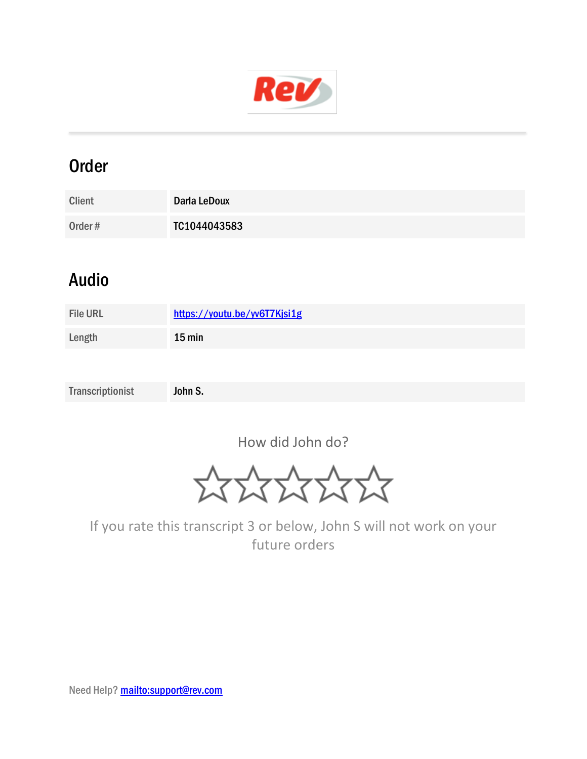## Order

| Client | Darla LeDoux |
|---|---|
| Order # | TC1044043583 |

## Audio

| File URL | [https://youtu.be/yv6T7Kjsi1g](https://youtu.be/yv6T7Kjsi1g) |
|---|---|
| Length | 15 min |

| Transcriptionist | John S. |
|---|---|

How did John do?

☆☆☆☆☆

If you rate this transcript 3 or below, John S will not work on your future orders

Need Help? [mailto:support@rev.com](mailto:support@rev.com)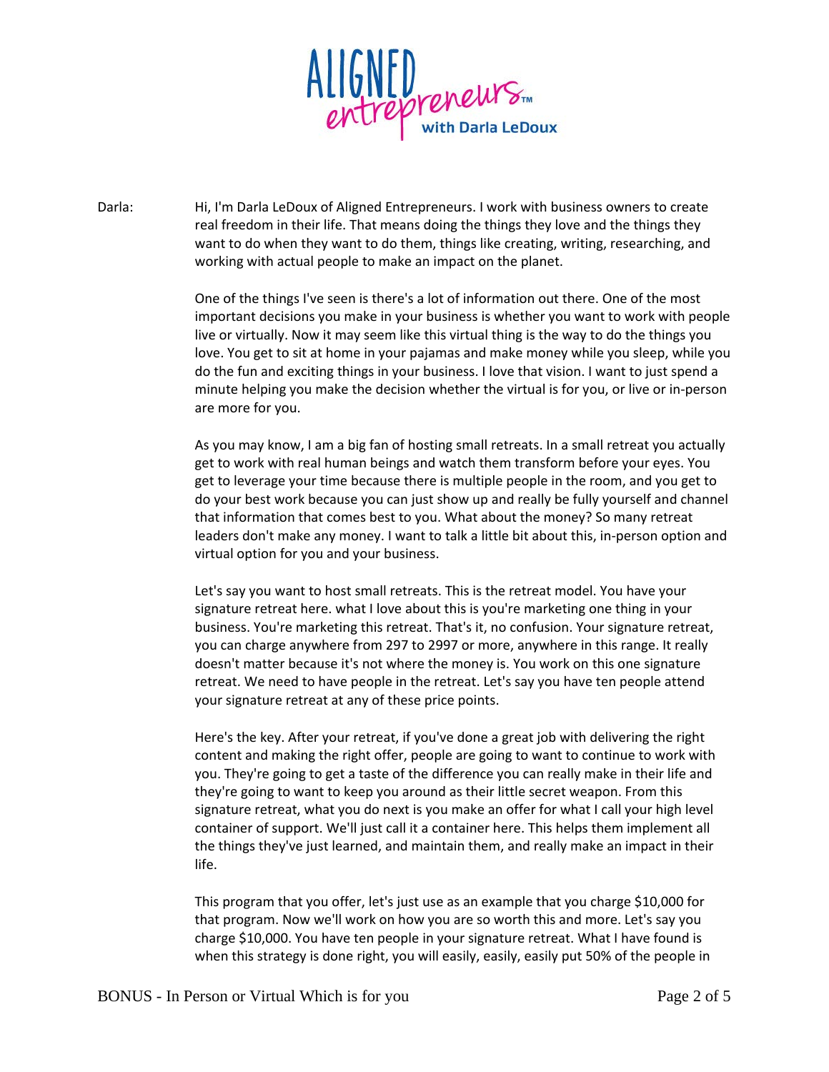Darla: Hi, I'm Darla LeDoux of Aligned Entrepreneurs. I work with business owners to create real freedom in their life. That means doing the things they love and the things they want to do when they want to do them, things like creating, writing, researching, and working with actual people to make an impact on the planet.

One of the things I've seen is there's a lot of information out there. One of the most important decisions you make in your business is whether you want to work with people live or virtually. Now it may seem like this virtual thing is the way to do the things you love. You get to sit at home in your pajamas and make money while you sleep, while you do the fun and exciting things in your business. I love that vision. I want to just spend a minute helping you make the decision whether the virtual is for you, or live or in-person are more for you.

As you may know, I am a big fan of hosting small retreats. In a small retreat you actually get to work with real human beings and watch them transform before your eyes. You get to leverage your time because there is multiple people in the room, and you get to do your best work because you can just show up and really be fully yourself and channel that information that comes best to you. What about the money? So many retreat leaders don't make any money. I want to talk a little bit about this, in-person option and virtual option for you and your business.

Let's say you want to host small retreats. This is the retreat model. You have your signature retreat here. what I love about this is you're marketing one thing in your business. You're marketing this retreat. That's it, no confusion. Your signature retreat, you can charge anywhere from 297 to 2997 or more, anywhere in this range. It really doesn't matter because it's not where the money is. You work on this one signature retreat. We need to have people in the retreat. Let's say you have ten people attend your signature retreat at any of these price points.

Here's the key. After your retreat, if you've done a great job with delivering the right content and making the right offer, people are going to want to continue to work with you. They're going to get a taste of the difference you can really make in their life and they're going to want to keep you around as their little secret weapon. From this signature retreat, what you do next is you make an offer for what I call your high level container of support. We'll just call it a container here. This helps them implement all the things they've just learned, and maintain them, and really make an impact in their life.

This program that you offer, let's just use as an example that you charge $10,000 for that program. Now we'll work on how you are so worth this and more. Let's say you charge $10,000. You have ten people in your signature retreat. What I have found is when this strategy is done right, you will easily, easily, easily put 50% of the people in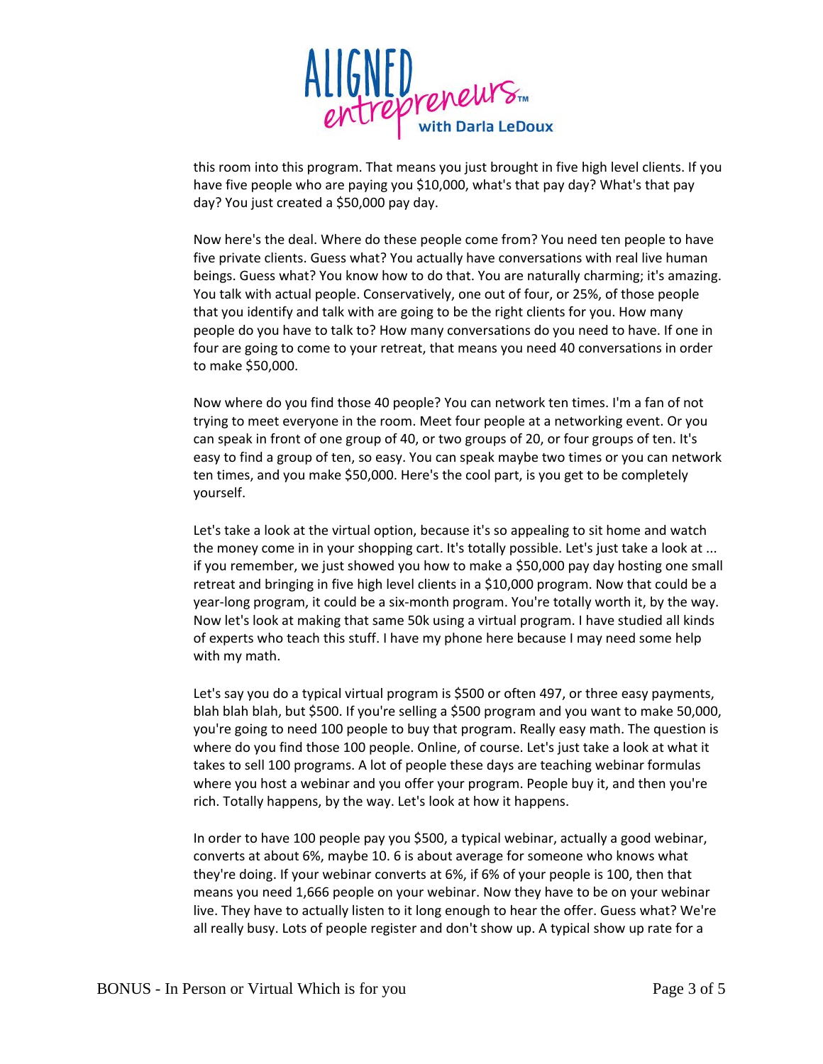this room into this program. That means you just brought in five high level clients. If you have five people who are paying you $10,000, what's that pay day? What's that pay day? You just created a $50,000 pay day.

Now here's the deal. Where do these people come from? You need ten people to have five private clients. Guess what? You actually have conversations with real live human beings. Guess what? You know how to do that. You are naturally charming; it's amazing. You talk with actual people. Conservatively, one out of four, or 25%, of those people that you identify and talk with are going to be the right clients for you. How many people do you have to talk to? How many conversations do you need to have. If one in four are going to come to your retreat, that means you need 40 conversations in order to make $50,000.

Now where do you find those 40 people? You can network ten times. I'm a fan of not trying to meet everyone in the room. Meet four people at a networking event. Or you can speak in front of one group of 40, or two groups of 20, or four groups of ten. It's easy to find a group of ten, so easy. You can speak maybe two times or you can network ten times, and you make $50,000. Here's the cool part, is you get to be completely yourself.

Let's take a look at the virtual option, because it's so appealing to sit home and watch the money come in in your shopping cart. It's totally possible. Let's just take a look at ... if you remember, we just showed you how to make a $50,000 pay day hosting one small retreat and bringing in five high level clients in a $10,000 program. Now that could be a year-long program, it could be a six-month program. You're totally worth it, by the way. Now let's look at making that same 50k using a virtual program. I have studied all kinds of experts who teach this stuff. I have my phone here because I may need some help with my math.

Let's say you do a typical virtual program is $500 or often 497, or three easy payments, blah blah blah, but $500. If you're selling a $500 program and you want to make 50,000, you're going to need 100 people to buy that program. Really easy math. The question is where do you find those 100 people. Online, of course. Let's just take a look at what it takes to sell 100 programs. A lot of people these days are teaching webinar formulas where you host a webinar and you offer your program. People buy it, and then you're rich. Totally happens, by the way. Let's look at how it happens.

In order to have 100 people pay you $500, a typical webinar, actually a good webinar, converts at about 6%, maybe 10. 6 is about average for someone who knows what they're doing. If your webinar converts at 6%, if 6% of your people is 100, then that means you need 1,666 people on your webinar. Now they have to be on your webinar live. They have to actually listen to it long enough to hear the offer. Guess what? We're all really busy. Lots of people register and don't show up. A typical show up rate for a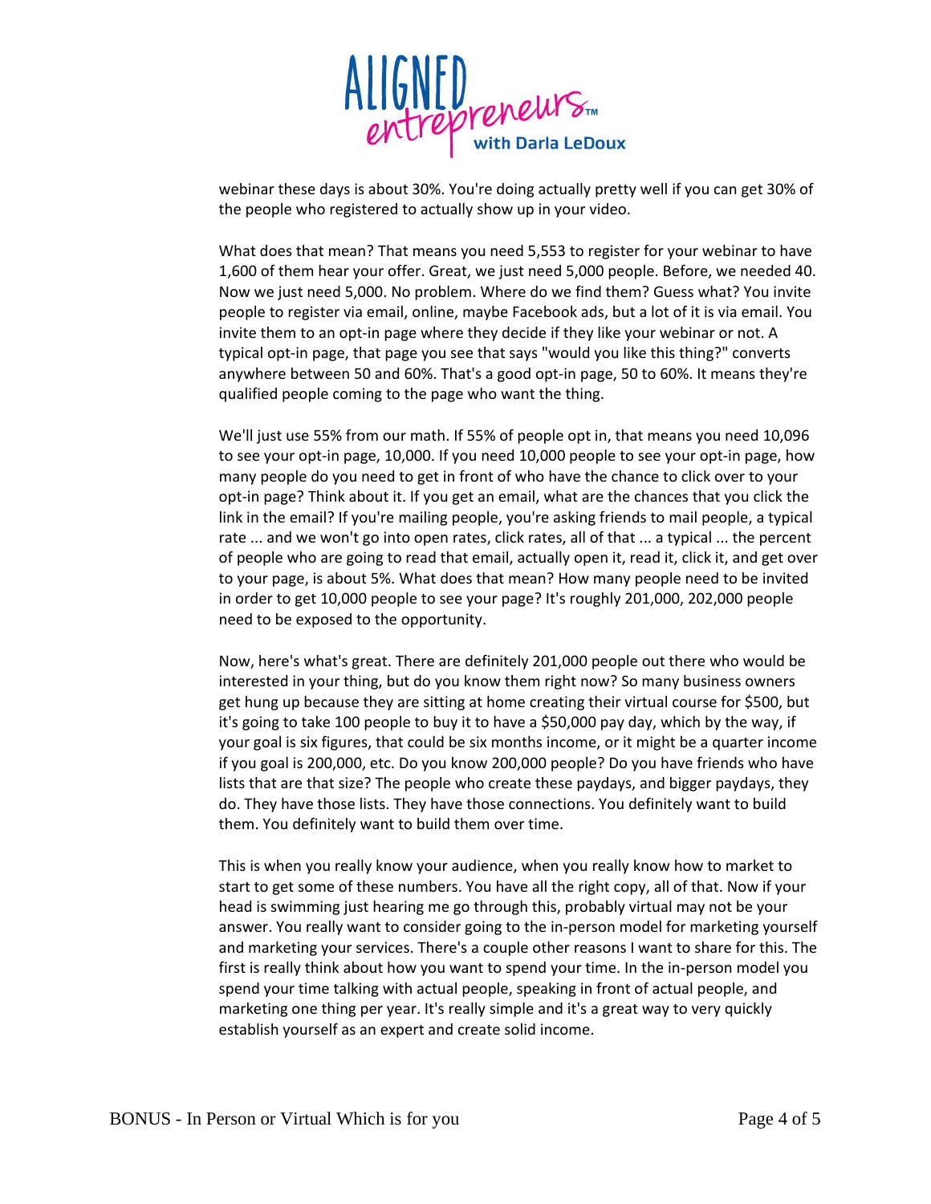webinar these days is about 30%. You're doing actually pretty well if you can get 30% of the people who registered to actually show up in your video.

What does that mean? That means you need 5,553 to register for your webinar to have 1,600 of them hear your offer. Great, we just need 5,000 people. Before, we needed 40. Now we just need 5,000. No problem. Where do we find them? Guess what? You invite people to register via email, online, maybe Facebook ads, but a lot of it is via email. You invite them to an opt-in page where they decide if they like your webinar or not. A typical opt-in page, that page you see that says "would you like this thing?" converts anywhere between 50 and 60%. That's a good opt-in page, 50 to 60%. It means they're qualified people coming to the page who want the thing.

We'll just use 55% from our math. If 55% of people opt in, that means you need 10,096 to see your opt-in page, 10,000. If you need 10,000 people to see your opt-in page, how many people do you need to get in front of who have the chance to click over to your opt-in page? Think about it. If you get an email, what are the chances that you click the link in the email? If you're mailing people, you're asking friends to mail people, a typical rate ... and we won't go into open rates, click rates, all of that ... a typical ... the percent of people who are going to read that email, actually open it, read it, click it, and get over to your page, is about 5%. What does that mean? How many people need to be invited in order to get 10,000 people to see your page? It's roughly 201,000, 202,000 people need to be exposed to the opportunity.

Now, here's what's great. There are definitely 201,000 people out there who would be interested in your thing, but do you know them right now? So many business owners get hung up because they are sitting at home creating their virtual course for $500, but it's going to take 100 people to buy it to have a $50,000 pay day, which by the way, if your goal is six figures, that could be six months income, or it might be a quarter income if you goal is 200,000, etc. Do you know 200,000 people? Do you have friends who have lists that are that size? The people who create these paydays, and bigger paydays, they do. They have those lists. They have those connections. You definitely want to build them. You definitely want to build them over time.

This is when you really know your audience, when you really know how to market to start to get some of these numbers. You have all the right copy, all of that. Now if your head is swimming just hearing me go through this, probably virtual may not be your answer. You really want to consider going to the in-person model for marketing yourself and marketing your services. There's a couple other reasons I want to share for this. The first is really think about how you want to spend your time. In the in-person model you spend your time talking with actual people, speaking in front of actual people, and marketing one thing per year. It's really simple and it's a great way to very quickly establish yourself as an expert and create solid income.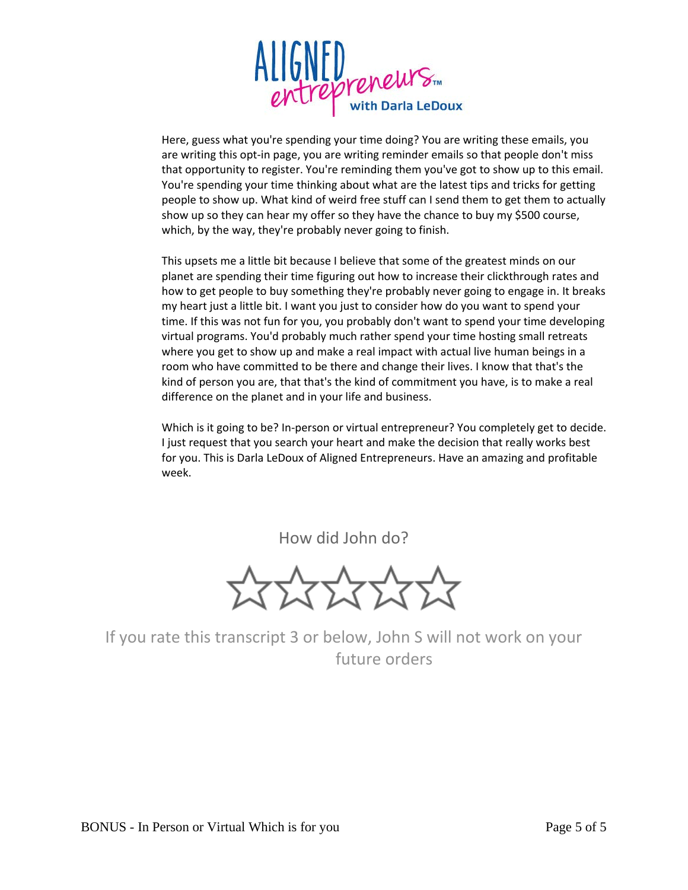Here, guess what you're spending your time doing? You are writing these emails, you are writing this opt-in page, you are writing reminder emails so that people don't miss that opportunity to register. You're reminding them you've got to show up to this email. You're spending your time thinking about what are the latest tips and tricks for getting people to show up. What kind of weird free stuff can I send them to get them to actually show up so they can hear my offer so they have the chance to buy my $500 course, which, by the way, they're probably never going to finish.

This upsets me a little bit because I believe that some of the greatest minds on our planet are spending their time figuring out how to increase their clickthrough rates and how to get people to buy something they're probably never going to engage in. It breaks my heart just a little bit. I want you just to consider how do you want to spend your time. If this was not fun for you, you probably don't want to spend your time developing virtual programs. You'd probably much rather spend your time hosting small retreats where you get to show up and make a real impact with actual live human beings in a room who have committed to be there and change their lives. I know that that's the kind of person you are, that that's the kind of commitment you have, is to make a real difference on the planet and in your life and business.

Which is it going to be? In-person or virtual entrepreneur? You completely get to decide. I just request that you search your heart and make the decision that really works best for you. This is Darla LeDoux of Aligned Entrepreneurs. Have an amazing and profitable week.

How did John do?

☆☆☆☆☆

If you rate this transcript 3 or below, John S will not work on your future orders